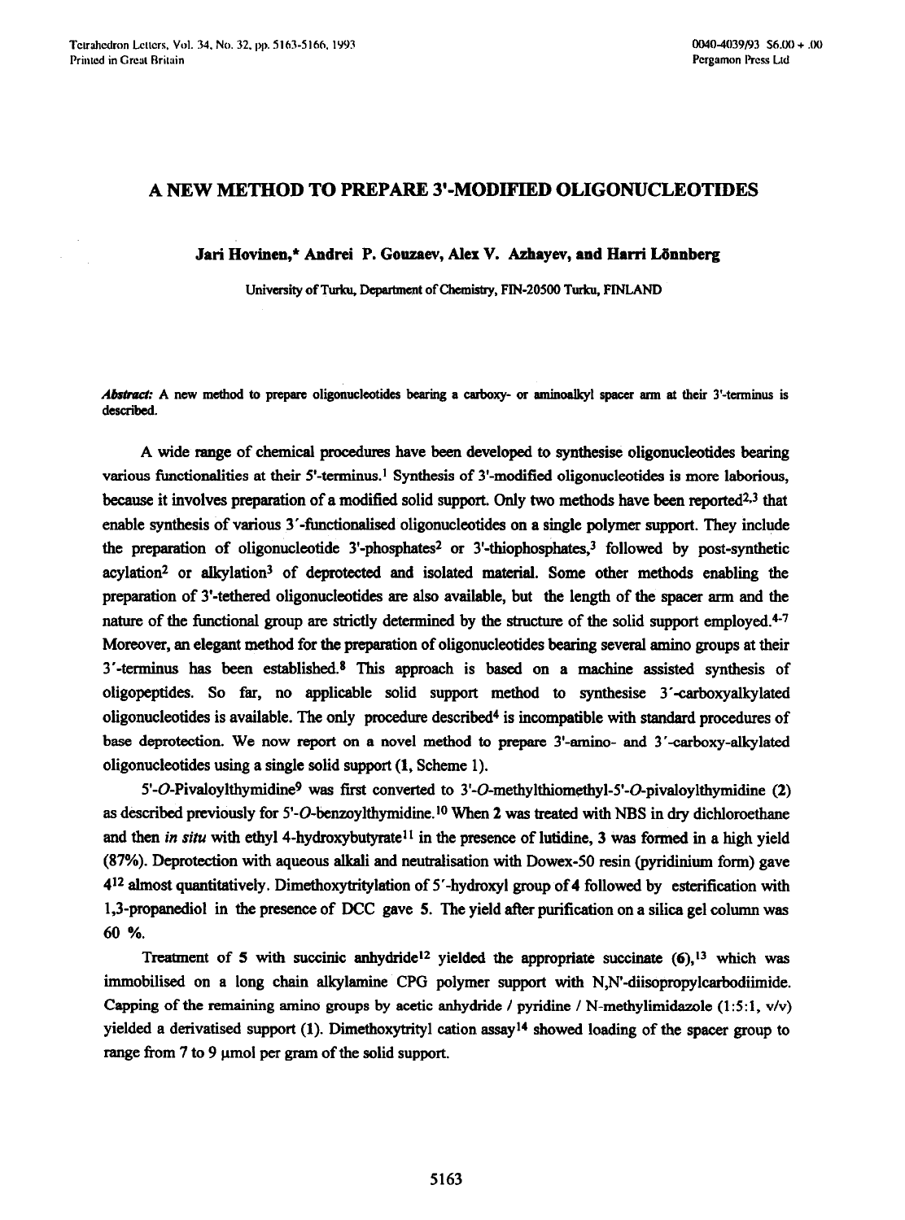# A NEW METHOD TO PREPARE 3'-MODIFIED OLIGONUCLEOTIDES

**Jari Hovinen,* Andrei P. Gouzaev, Alex V. Azhayev, and Harri Lönnberg**

University of Turku, Department of Chemistry, FIN-20500 Turku, FINLAND

***Abstract:*** A new method to prepare oligonucleotides bearing a carboxy- or aminoalkyl spacer arm at their 3'-terminus is described.

A wide range of chemical procedures have been developed to synthesise oligonucleotides bearing various functionalities at their 5'-terminus.[1] Synthesis of 3'-modified oligonucleotides is more laborious, because it involves preparation of a modified solid support. Only two methods have been reported[2,3] that enable synthesis of various 3'-functionalised oligonucleotides on a single polymer support. They include the preparation of oligonucleotide 3'-phosphates[2] or 3'-thiophosphates,[3] followed by post-synthetic acylation[2] or alkylation[3] of deprotected and isolated material. Some other methods enabling the preparation of 3'-tethered oligonucleotides are also available, but the length of the spacer arm and the nature of the functional group are strictly determined by the structure of the solid support employed.[4-7] Moreover, an elegant method for the preparation of oligonucleotides bearing several amino groups at their 3'-terminus has been established.[8] This approach is based on a machine assisted synthesis of oligopeptides. So far, no applicable solid support method to synthesise 3'-carboxyalkylated oligonucleotides is available. The only procedure described[4] is incompatible with standard procedures of base deprotection. We now report on a novel method to prepare 3'-amino- and 3'-carboxy-alkylated oligonucleotides using a single solid support (**1**, Scheme 1).

5'-*O*-Pivaloylthymidine[9] was first converted to 3'-*O*-methylthiomethyl-5'-*O*-pivaloylthymidine (**2**) as described previously for 5'-*O*-benzoylthymidine.[10] When **2** was treated with NBS in dry dichloroethane and then *in situ* with ethyl 4-hydroxybutyrate[11] in the presence of lutidine, **3** was formed in a high yield (87%). Deprotection with aqueous alkali and neutralisation with Dowex-50 resin (pyridinium form) gave **4**[12] almost quantitatively. Dimethoxytritylation of 5'-hydroxyl group of **4** followed by esterification with 1,3-propanediol in the presence of DCC gave **5**. The yield after purification on a silica gel column was 60 %.

Treatment of **5** with succinic anhydride[12] yielded the appropriate succinate (**6**),[13] which was immobilised on a long chain alkylamine CPG polymer support with N,N'-diisopropylcarbodiimide. Capping of the remaining amino groups by acetic anhydride / pyridine / N-methylimidazole (1:5:1, v/v) yielded a derivatised support (**1**). Dimethoxytrityl cation assay[14] showed loading of the spacer group to range from 7 to 9 µmol per gram of the solid support.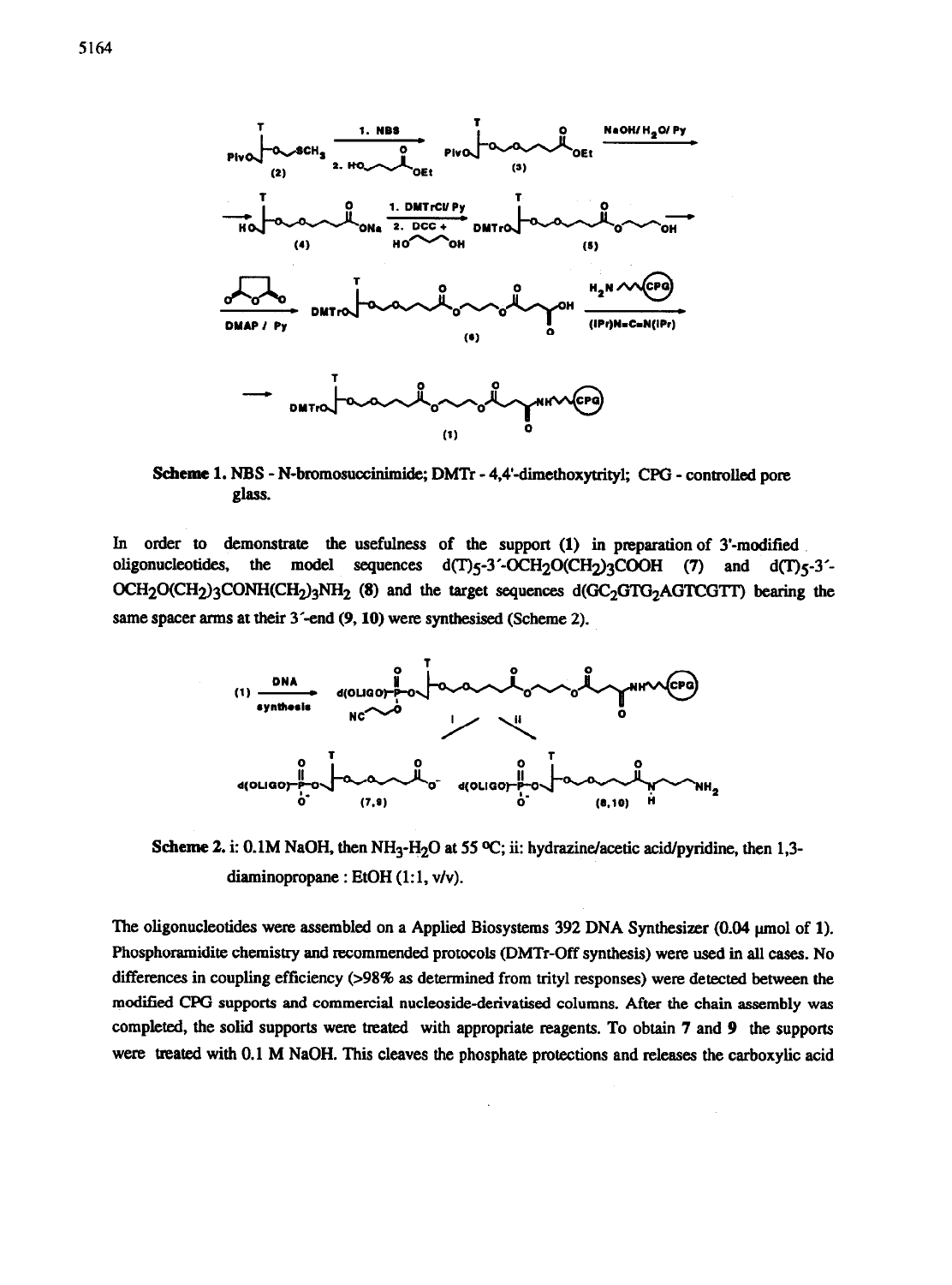Scheme 1. NBS - N-bromosuccinimide; DMTr - 4,4'-dimethoxytrityl; CPG - controlled pore glass.

In order to demonstrate the usefulness of the support (1) in preparation of 3'-modified oligonucleotides, the model sequences d(T)5-3'-$OCH_2O(CH_2)_3COOH$ (7) and d(T)5-3'-$OCH_2O(CH_2)_3CONH(CH_2)_3NH_2$ (8) and the target sequences d(GC2GTG2AGTCGTT) bearing the same spacer arms at their 3'-end (9, 10) were synthesised (Scheme 2).

Scheme 2. i: 0.1M NaOH, then $NH_3$-$H_2O$ at 55 °C; ii: hydrazine/acetic acid/pyridine, then 1,3-diaminopropane : EtOH (1:1, v/v).

The oligonucleotides were assembled on a Applied Biosystems 392 DNA Synthesizer (0.04 μmol of 1). Phosphoramidite chemistry and recommended protocols (DMTr-Off synthesis) were used in all cases. No differences in coupling efficiency (>98% as determined from trityl responses) were detected between the modified CPG supports and commercial nucleoside-derivatised columns. After the chain assembly was completed, the solid supports were treated with appropriate reagents. To obtain 7 and 9 the supports were treated with 0.1 M NaOH. This cleaves the phosphate protections and releases the carboxylic acid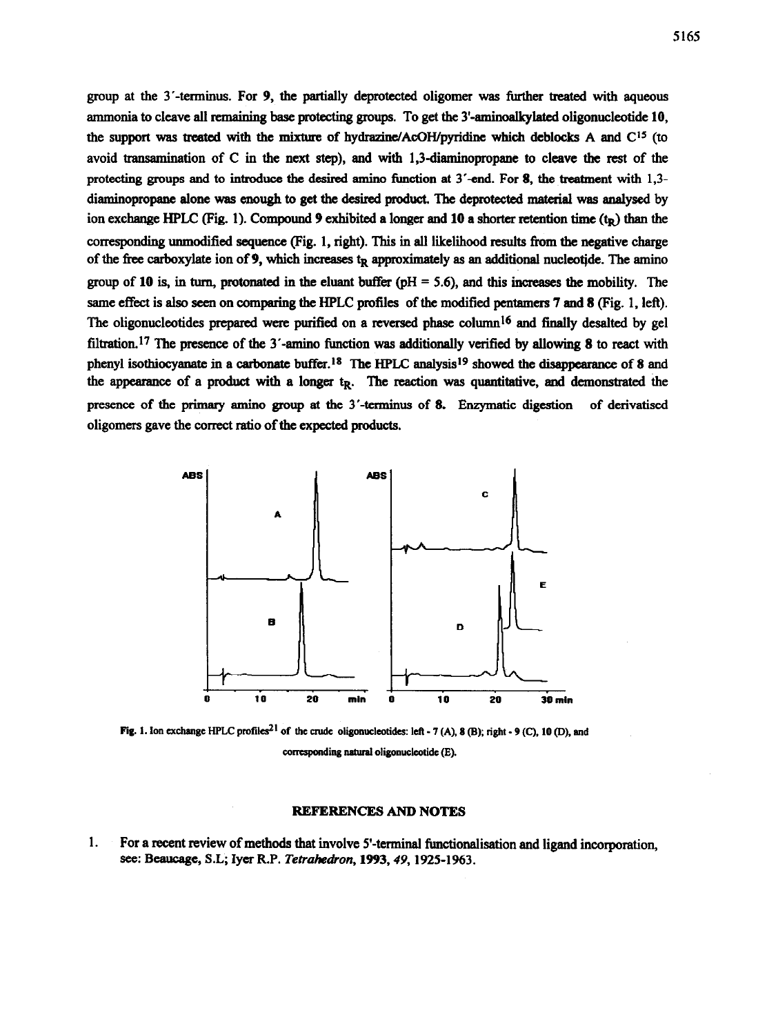group at the 3′-terminus. For **9**, the partially deprotected oligomer was further treated with aqueous ammonia to cleave all remaining base protecting groups. To get the 3′-aminoalkylated oligonucleotide **10**, the support was treated with the mixture of hydrazine/AcOH/pyridine which deblocks A and C[15] (to avoid transamination of C in the next step), and with 1,3-diaminopropane to cleave the rest of the protecting groups and to introduce the desired amino function at 3′-end. For **8**, the treatment with 1,3-diaminopropane alone was enough to get the desired product. The deprotected material was analysed by ion exchange HPLC (Fig. 1). Compound **9** exhibited a longer and **10** a shorter retention time ($t_R$) than the corresponding unmodified sequence (Fig. 1, right). This in all likelihood results from the negative charge of the free carboxylate ion of **9**, which increases $t_R$ approximately as an additional nucleotide. The amino group of **10** is, in turn, protonated in the eluant buffer (pH = 5.6), and this increases the mobility. The same effect is also seen on comparing the HPLC profiles of the modified pentamers **7** and **8** (Fig. 1, left). The oligonucleotides prepared were purified on a reversed phase column[16] and finally desalted by gel filtration.[17] The presence of the 3′-amino function was additionally verified by allowing **8** to react with phenyl isothiocyanate in a carbonate buffer.[18] The HPLC analysis[19] showed the disappearance of **8** and the appearance of a product with a longer $t_R$. The reaction was quantitative, and demonstrated the presence of the primary amino group at the 3′-terminus of **8**. Enzymatic digestion of derivatised oligomers gave the correct ratio of the expected products.

**Fig. 1.** Ion exchange HPLC profiles[21] of the crude oligonucleotides: left - **7** (A), **8** (B); right - **9** (C), **10** (D), and corresponding natural oligonucleotide (E).

## REFERENCES AND NOTES

1. For a recent review of methods that involve 5′-terminal functionalisation and ligand incorporation, see: Beaucage, S.L; Iyer R.P. *Tetrahedron*, **1993**, *49*, 1925-1963.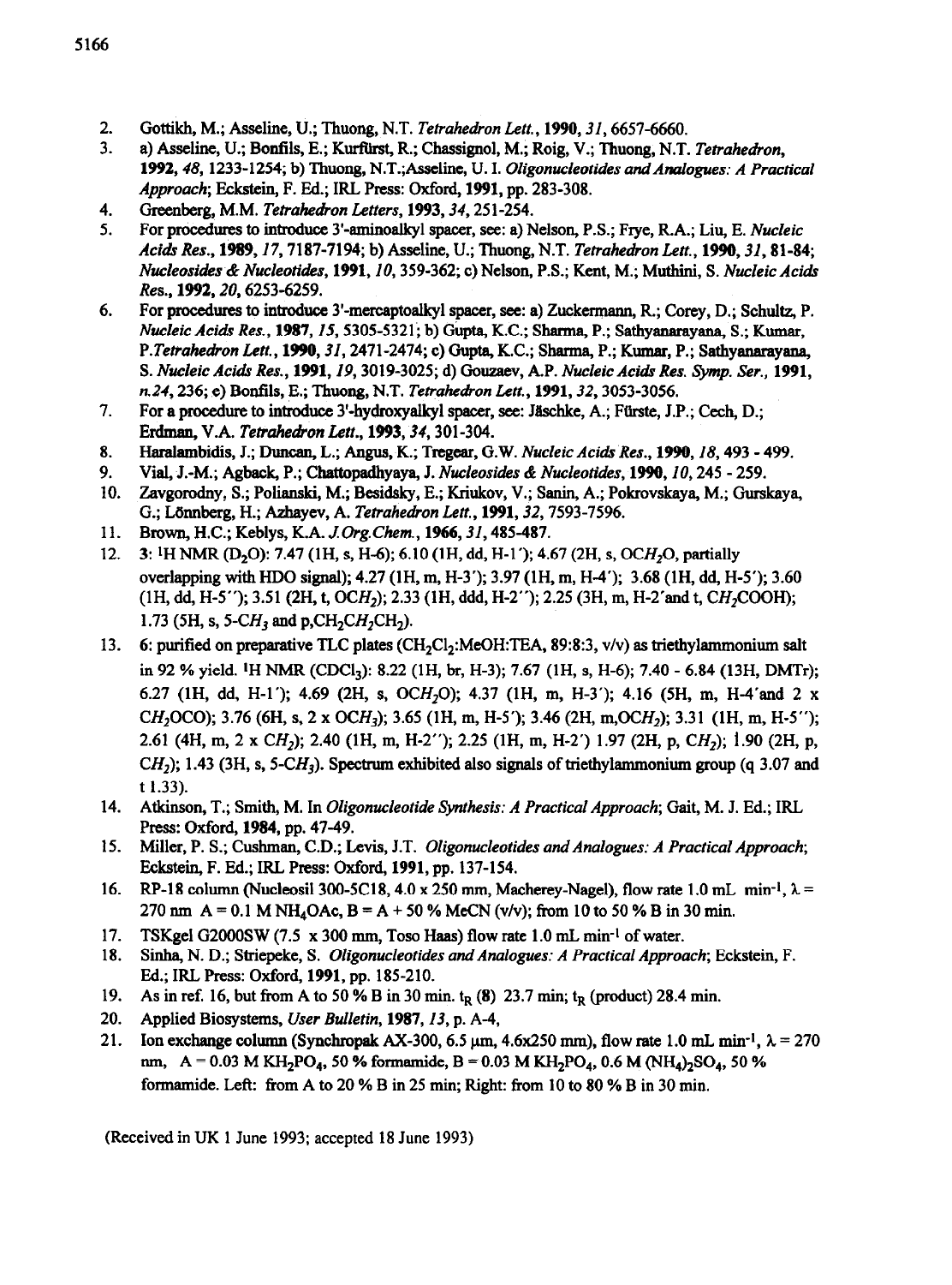2. Gottikh, M.; Asseline, U.; Thuong, N.T. *Tetrahedron Lett.*, **1990**, *31*, 6657-6660.
3. a) Asseline, U.; Bonfils, E.; Kurfürst, R.; Chassignol, M.; Roig, V.; Thuong, N.T. *Tetrahedron*, **1992**, *48*, 1233-1254; b) Thuong, N.T.;Asseline, U. I. *Oligonucleotides and Analogues: A Practical Approach*; Eckstein, F. Ed.; IRL Press: Oxford, **1991**, pp. 283-308.
4. Greenberg, M.M. *Tetrahedron Letters*, **1993**, *34*, 251-254.
5. For procedures to introduce 3'-aminoalkyl spacer, see: a) Nelson, P.S.; Frye, R.A.; Liu, E. *Nucleic Acids Res.*, **1989**, *17*, 7187-7194; b) Asseline, U.; Thuong, N.T. *Tetrahedron Lett.*, **1990**, *31*, 81-84; *Nucleosides & Nucleotides*, **1991**, *10*, 359-362; c) Nelson, P.S.; Kent, M.; Muthini, S. *Nucleic Acids Res.*, **1992**, *20*, 6253-6259.
6. For procedures to introduce 3'-mercaptoalkyl spacer, see: a) Zuckermann, R.; Corey, D.; Schultz, P. *Nucleic Acids Res.*, **1987**, *15*, 5305-5321; b) Gupta, K.C.; Sharma, P.; Sathyanarayana, S.; Kumar, P.*Tetrahedron Lett.*, **1990**, *31*, 2471-2474; c) Gupta, K.C.; Sharma, P.; Kumar, P.; Sathyanarayana, S. *Nucleic Acids Res.*, **1991**, *19*, 3019-3025; d) Gouzaev, A.P. *Nucleic Acids Res. Symp. Ser.*, **1991**, *n.24*, 236; e) Bonfils, E.; Thuong, N.T. *Tetrahedron Lett.*, **1991**, *32*, 3053-3056.
7. For a procedure to introduce 3'-hydroxyalkyl spacer, see: Jäschke, A.; Fürste, J.P.; Cech, D.; Erdman, V.A. *Tetrahedron Lett.*, **1993**, *34*, 301-304.
8. Haralambidis, J.; Duncan, L.; Angus, K.; Tregear, G.W. *Nucleic Acids Res.*, **1990**, *18*, 493 - 499.
9. Vial, J.-M.; Agback, P.; Chattopadhyaya, J. *Nucleosides & Nucleotides*, **1990**, *10*, 245 - 259.
10. Zavgorodny, S.; Polianski, M.; Besidsky, E.; Kriukov, V.; Sanin, A.; Pokrovskaya, M.; Gurskaya, G.; Lönnberg, H.; Azhayev, A. *Tetrahedron Lett.*, **1991**, *32*, 7593-7596.
11. Brown, H.C.; Keblys, K.A. *J.Org.Chem.*, **1966**, *31*, 485-487.
12. **3**: $^1$H NMR ($D_2O$): 7.47 (1H, s, H-6); 6.10 (1H, dd, H-1'); 4.67 (2H, s, OC$H_2$O, partially overlapping with HDO signal); 4.27 (1H, m, H-3'); 3.97 (1H, m, H-4'); 3.68 (1H, dd, H-5'); 3.60 (1H, dd, H-5''); 3.51 (2H, t, OC$H_2$); 2.33 (1H, ddd, H-2''); 2.25 (3H, m, H-2' and t, C$H_2$COOH); 1.73 (5H, s, 5-C$H_3$ and p,C$H_2$C$H_2$C$H_2$).
13. **6**: purified on preparative TLC plates ($CH_2Cl_2$:MeOH:TEA, 89:8:3, v/v) as triethylammonium salt in 92 % yield. $^1$H NMR ($CDCl_3$): 8.22 (1H, br, H-3); 7.67 (1H, s, H-6); 7.40 - 6.84 (13H, DMTr); 6.27 (1H, dd, H-1'); 4.69 (2H, s, OC$H_2$O); 4.37 (1H, m, H-3'); 4.16 (5H, m, H-4' and 2 x C$H_2$OCO); 3.76 (6H, s, 2 x OC$H_3$); 3.65 (1H, m, H-5'); 3.46 (2H, m,OC$H_2$); 3.31 (1H, m, H-5''); 2.61 (4H, m, 2 x C$H_2$); 2.40 (1H, m, H-2''); 2.25 (1H, m, H-2') 1.97 (2H, p, C$H_2$); 1.90 (2H, p, C$H_2$); 1.43 (3H, s, 5-C$H_3$). Spectrum exhibited also signals of triethylammonium group (q 3.07 and t 1.33).
14. Atkinson, T.; Smith, M. In *Oligonucleotide Synthesis: A Practical Approach*; Gait, M. J. Ed.; IRL Press: Oxford, **1984**, pp. 47-49.
15. Miller, P. S.; Cushman, C.D.; Levis, J.T. *Oligonucleotides and Analogues: A Practical Approach*; Eckstein, F. Ed.; IRL Press: Oxford, **1991**, pp. 137-154.
16. RP-18 column (Nucleosil 300-5C18, 4.0 x 250 mm, Macherey-Nagel), flow rate 1.0 mL min$^{-1}$, $\lambda$ = 270 nm A = 0.1 M $NH_4OAc$, B = A + 50 % MeCN (v/v); from 10 to 50 % B in 30 min.
17. TSKgel G2000SW (7.5 x 300 mm, Toso Haas) flow rate 1.0 mL min$^{-1}$ of water.
18. Sinha, N. D.; Striepeke, S. *Oligonucleotides and Analogues: A Practical Approach*; Eckstein, F. Ed.; IRL Press: Oxford, **1991**, pp. 185-210.
19. As in ref. 16, but from A to 50 % B in 30 min. $t_R$ (**8**) 23.7 min; $t_R$ (product) 28.4 min.
20. Applied Biosystems, *User Bulletin*, **1987**, *13*, p. A-4,
21. Ion exchange column (Synchropak AX-300, 6.5 μm, 4.6x250 mm), flow rate 1.0 mL min$^{-1}$, $\lambda$ = 270 nm, A = 0.03 M $KH_2PO_4$, 50 % formamide, B = 0.03 M $KH_2PO_4$, 0.6 M $(NH_4)_2SO_4$, 50 % formamide. Left: from A to 20 % B in 25 min; Right: from 10 to 80 % B in 30 min.

(Received in UK 1 June 1993; accepted 18 June 1993)